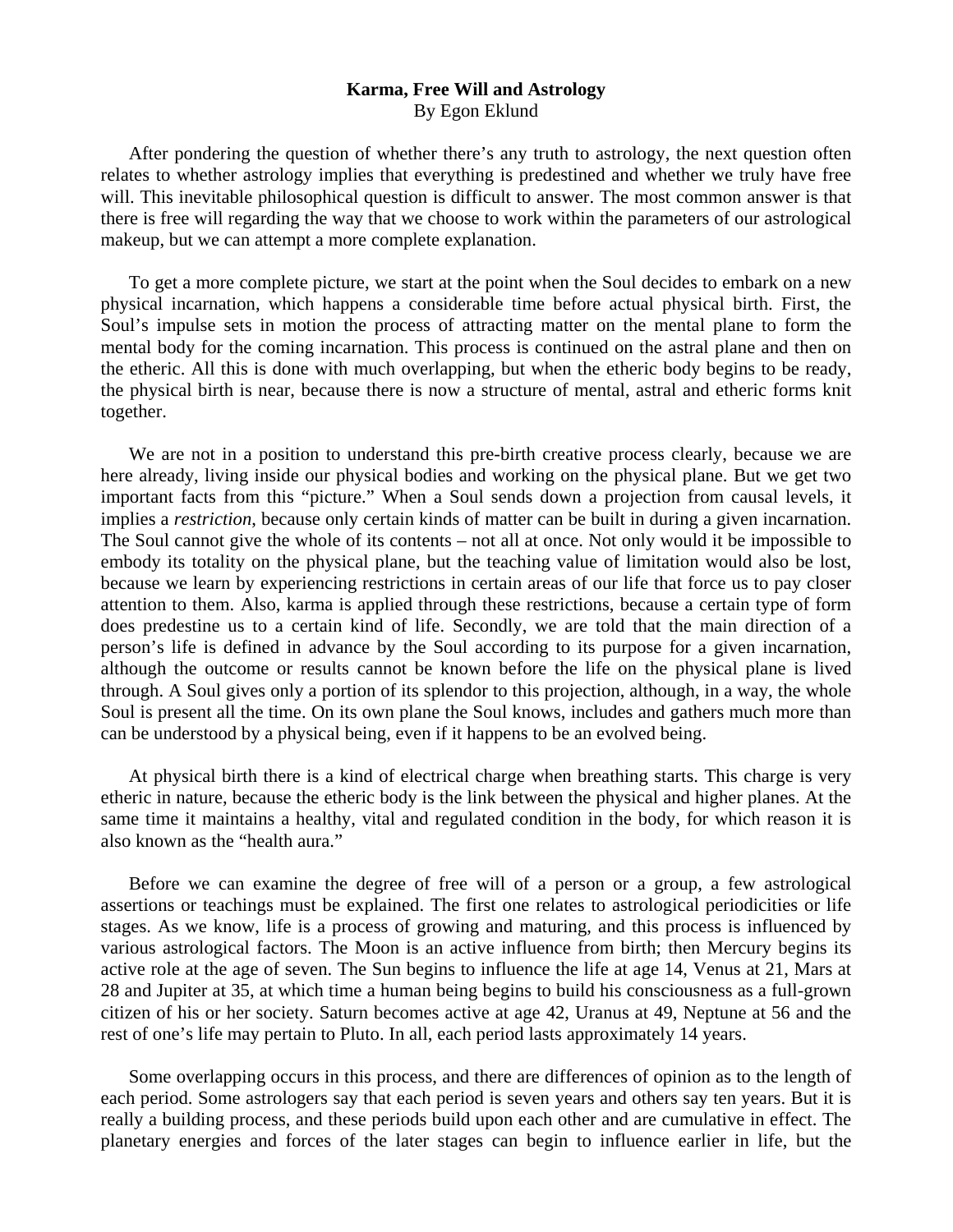# Karma, Free Will and Astrology

By Egon Eklund

After pondering the question of whether there's any truth to astrology, the next question often relates to whether astrology implies that everything is predestined and whether we truly have free will. This inevitable philosophical question is difficult to answer. The most common answer is that there is free will regarding the way that we choose to work within the parameters of our astrological makeup, but we can attempt a more complete explanation.

To get a more complete picture, we start at the point when the Soul decides to embark on a new physical incarnation, which happens a considerable time before actual physical birth. First, the Soul's impulse sets in motion the process of attracting matter on the mental plane to form the mental body for the coming incarnation. This process is continued on the astral plane and then on the etheric. All this is done with much overlapping, but when the etheric body begins to be ready, the physical birth is near, because there is now a structure of mental, astral and etheric forms knit together.

We are not in a position to understand this pre-birth creative process clearly, because we are here already, living inside our physical bodies and working on the physical plane. But we get two important facts from this "picture." When a Soul sends down a projection from causal levels, it implies a *restriction*, because only certain kinds of matter can be built in during a given incarnation. The Soul cannot give the whole of its contents – not all at once. Not only would it be impossible to embody its totality on the physical plane, but the teaching value of limitation would also be lost, because we learn by experiencing restrictions in certain areas of our life that force us to pay closer attention to them. Also, karma is applied through these restrictions, because a certain type of form does predestine us to a certain kind of life. Secondly, we are told that the main direction of a person's life is defined in advance by the Soul according to its purpose for a given incarnation, although the outcome or results cannot be known before the life on the physical plane is lived through. A Soul gives only a portion of its splendor to this projection, although, in a way, the whole Soul is present all the time. On its own plane the Soul knows, includes and gathers much more than can be understood by a physical being, even if it happens to be an evolved being.

At physical birth there is a kind of electrical charge when breathing starts. This charge is very etheric in nature, because the etheric body is the link between the physical and higher planes. At the same time it maintains a healthy, vital and regulated condition in the body, for which reason it is also known as the "health aura."

Before we can examine the degree of free will of a person or a group, a few astrological assertions or teachings must be explained. The first one relates to astrological periodicities or life stages. As we know, life is a process of growing and maturing, and this process is influenced by various astrological factors. The Moon is an active influence from birth; then Mercury begins its active role at the age of seven. The Sun begins to influence the life at age 14, Venus at 21, Mars at 28 and Jupiter at 35, at which time a human being begins to build his consciousness as a full-grown citizen of his or her society. Saturn becomes active at age 42, Uranus at 49, Neptune at 56 and the rest of one's life may pertain to Pluto. In all, each period lasts approximately 14 years.

Some overlapping occurs in this process, and there are differences of opinion as to the length of each period. Some astrologers say that each period is seven years and others say ten years. But it is really a building process, and these periods build upon each other and are cumulative in effect. The planetary energies and forces of the later stages can begin to influence earlier in life, but the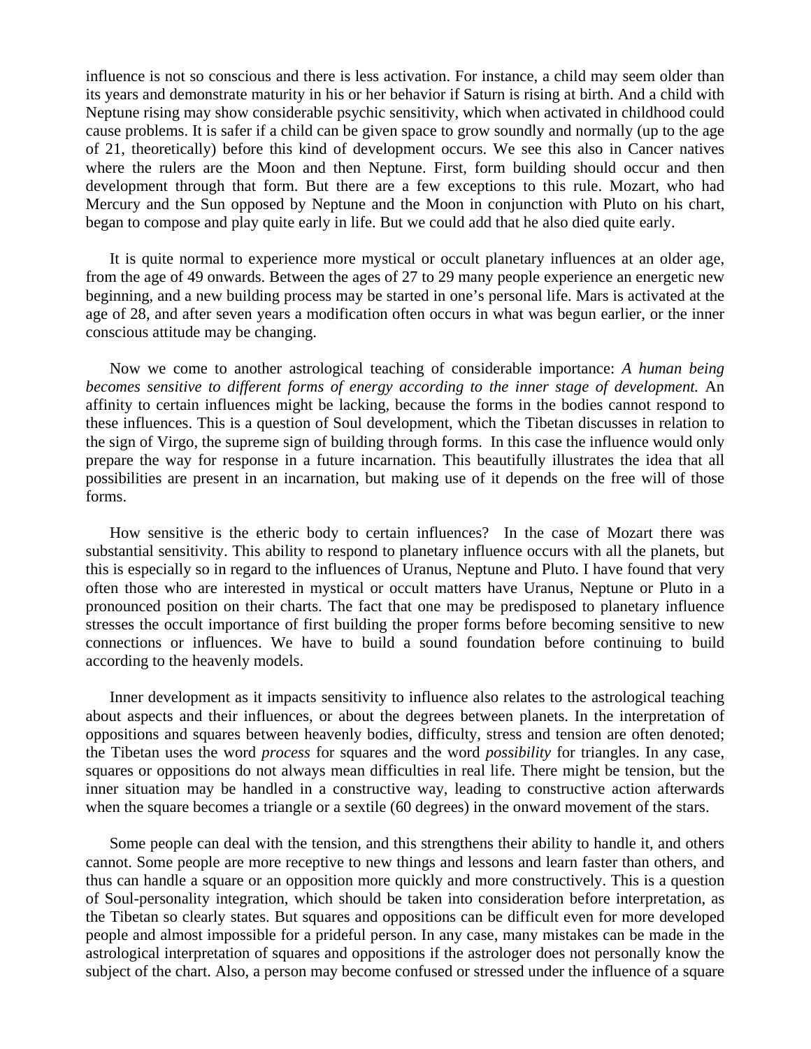influence is not so conscious and there is less activation. For instance, a child may seem older than its years and demonstrate maturity in his or her behavior if Saturn is rising at birth. And a child with Neptune rising may show considerable psychic sensitivity, which when activated in childhood could cause problems. It is safer if a child can be given space to grow soundly and normally (up to the age of 21, theoretically) before this kind of development occurs. We see this also in Cancer natives where the rulers are the Moon and then Neptune. First, form building should occur and then development through that form. But there are a few exceptions to this rule. Mozart, who had Mercury and the Sun opposed by Neptune and the Moon in conjunction with Pluto on his chart, began to compose and play quite early in life. But we could add that he also died quite early.

It is quite normal to experience more mystical or occult planetary influences at an older age, from the age of 49 onwards. Between the ages of 27 to 29 many people experience an energetic new beginning, and a new building process may be started in one's personal life. Mars is activated at the age of 28, and after seven years a modification often occurs in what was begun earlier, or the inner conscious attitude may be changing.

Now we come to another astrological teaching of considerable importance: *A human being becomes sensitive to different forms of energy according to the inner stage of development.* An affinity to certain influences might be lacking, because the forms in the bodies cannot respond to these influences. This is a question of Soul development, which the Tibetan discusses in relation to the sign of Virgo, the supreme sign of building through forms. In this case the influence would only prepare the way for response in a future incarnation. This beautifully illustrates the idea that all possibilities are present in an incarnation, but making use of it depends on the free will of those forms.

How sensitive is the etheric body to certain influences? In the case of Mozart there was substantial sensitivity. This ability to respond to planetary influence occurs with all the planets, but this is especially so in regard to the influences of Uranus, Neptune and Pluto. I have found that very often those who are interested in mystical or occult matters have Uranus, Neptune or Pluto in a pronounced position on their charts. The fact that one may be predisposed to planetary influence stresses the occult importance of first building the proper forms before becoming sensitive to new connections or influences. We have to build a sound foundation before continuing to build according to the heavenly models.

Inner development as it impacts sensitivity to influence also relates to the astrological teaching about aspects and their influences, or about the degrees between planets. In the interpretation of oppositions and squares between heavenly bodies, difficulty, stress and tension are often denoted; the Tibetan uses the word *process* for squares and the word *possibility* for triangles. In any case, squares or oppositions do not always mean difficulties in real life. There might be tension, but the inner situation may be handled in a constructive way, leading to constructive action afterwards when the square becomes a triangle or a sextile (60 degrees) in the onward movement of the stars.

Some people can deal with the tension, and this strengthens their ability to handle it, and others cannot. Some people are more receptive to new things and lessons and learn faster than others, and thus can handle a square or an opposition more quickly and more constructively. This is a question of Soul-personality integration, which should be taken into consideration before interpretation, as the Tibetan so clearly states. But squares and oppositions can be difficult even for more developed people and almost impossible for a prideful person. In any case, many mistakes can be made in the astrological interpretation of squares and oppositions if the astrologer does not personally know the subject of the chart. Also, a person may become confused or stressed under the influence of a square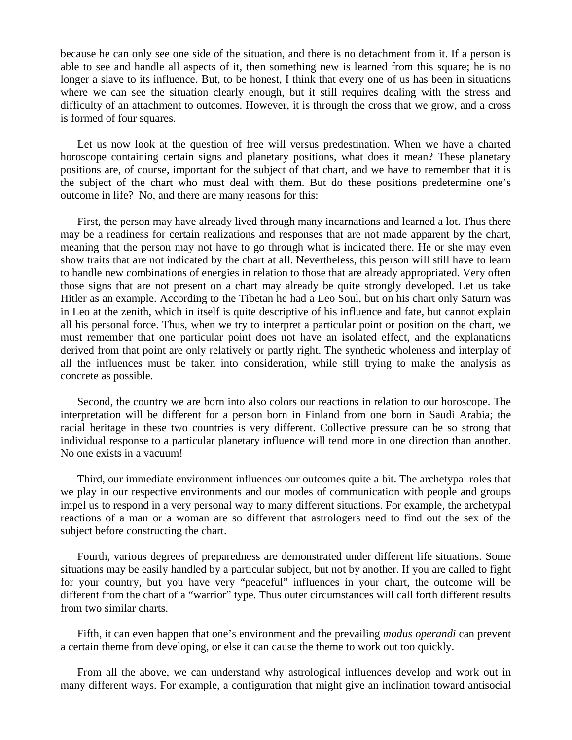because he can only see one side of the situation, and there is no detachment from it. If a person is able to see and handle all aspects of it, then something new is learned from this square; he is no longer a slave to its influence. But, to be honest, I think that every one of us has been in situations where we can see the situation clearly enough, but it still requires dealing with the stress and difficulty of an attachment to outcomes. However, it is through the cross that we grow, and a cross is formed of four squares.

Let us now look at the question of free will versus predestination. When we have a charted horoscope containing certain signs and planetary positions, what does it mean? These planetary positions are, of course, important for the subject of that chart, and we have to remember that it is the subject of the chart who must deal with them. But do these positions predetermine one's outcome in life? No, and there are many reasons for this:

First, the person may have already lived through many incarnations and learned a lot. Thus there may be a readiness for certain realizations and responses that are not made apparent by the chart, meaning that the person may not have to go through what is indicated there. He or she may even show traits that are not indicated by the chart at all. Nevertheless, this person will still have to learn to handle new combinations of energies in relation to those that are already appropriated. Very often those signs that are not present on a chart may already be quite strongly developed. Let us take Hitler as an example. According to the Tibetan he had a Leo Soul, but on his chart only Saturn was in Leo at the zenith, which in itself is quite descriptive of his influence and fate, but cannot explain all his personal force. Thus, when we try to interpret a particular point or position on the chart, we must remember that one particular point does not have an isolated effect, and the explanations derived from that point are only relatively or partly right. The synthetic wholeness and interplay of all the influences must be taken into consideration, while still trying to make the analysis as concrete as possible.

Second, the country we are born into also colors our reactions in relation to our horoscope. The interpretation will be different for a person born in Finland from one born in Saudi Arabia; the racial heritage in these two countries is very different. Collective pressure can be so strong that individual response to a particular planetary influence will tend more in one direction than another. No one exists in a vacuum!

Third, our immediate environment influences our outcomes quite a bit. The archetypal roles that we play in our respective environments and our modes of communication with people and groups impel us to respond in a very personal way to many different situations. For example, the archetypal reactions of a man or a woman are so different that astrologers need to find out the sex of the subject before constructing the chart.

Fourth, various degrees of preparedness are demonstrated under different life situations. Some situations may be easily handled by a particular subject, but not by another. If you are called to fight for your country, but you have very "peaceful" influences in your chart, the outcome will be different from the chart of a "warrior" type. Thus outer circumstances will call forth different results from two similar charts.

Fifth, it can even happen that one's environment and the prevailing *modus operandi* can prevent a certain theme from developing, or else it can cause the theme to work out too quickly.

From all the above, we can understand why astrological influences develop and work out in many different ways. For example, a configuration that might give an inclination toward antisocial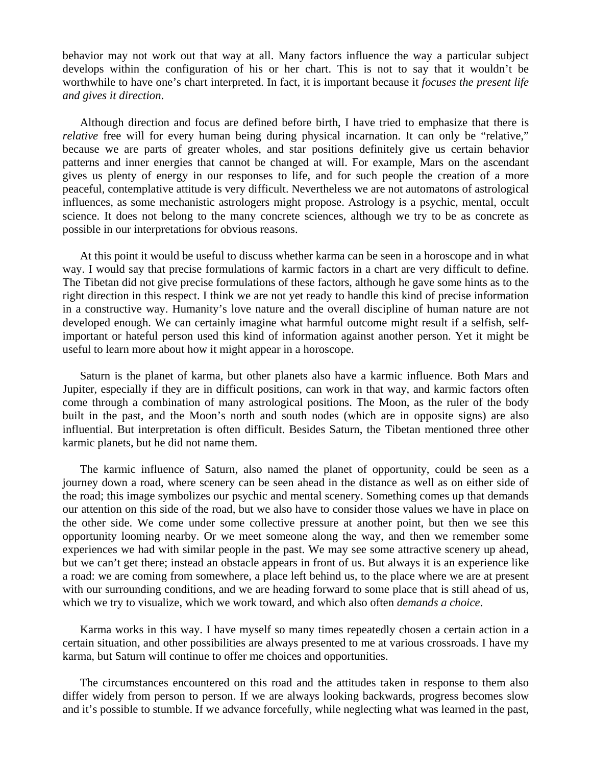behavior may not work out that way at all. Many factors influence the way a particular subject develops within the configuration of his or her chart. This is not to say that it wouldn't be worthwhile to have one's chart interpreted. In fact, it is important because it *focuses the present life and gives it direction*.

Although direction and focus are defined before birth, I have tried to emphasize that there is *relative* free will for every human being during physical incarnation. It can only be "relative," because we are parts of greater wholes, and star positions definitely give us certain behavior patterns and inner energies that cannot be changed at will. For example, Mars on the ascendant gives us plenty of energy in our responses to life, and for such people the creation of a more peaceful, contemplative attitude is very difficult. Nevertheless we are not automatons of astrological influences, as some mechanistic astrologers might propose. Astrology is a psychic, mental, occult science. It does not belong to the many concrete sciences, although we try to be as concrete as possible in our interpretations for obvious reasons.

At this point it would be useful to discuss whether karma can be seen in a horoscope and in what way. I would say that precise formulations of karmic factors in a chart are very difficult to define. The Tibetan did not give precise formulations of these factors, although he gave some hints as to the right direction in this respect. I think we are not yet ready to handle this kind of precise information in a constructive way. Humanity's love nature and the overall discipline of human nature are not developed enough. We can certainly imagine what harmful outcome might result if a selfish, self-important or hateful person used this kind of information against another person. Yet it might be useful to learn more about how it might appear in a horoscope.

Saturn is the planet of karma, but other planets also have a karmic influence. Both Mars and Jupiter, especially if they are in difficult positions, can work in that way, and karmic factors often come through a combination of many astrological positions. The Moon, as the ruler of the body built in the past, and the Moon's north and south nodes (which are in opposite signs) are also influential. But interpretation is often difficult. Besides Saturn, the Tibetan mentioned three other karmic planets, but he did not name them.

The karmic influence of Saturn, also named the planet of opportunity, could be seen as a journey down a road, where scenery can be seen ahead in the distance as well as on either side of the road; this image symbolizes our psychic and mental scenery. Something comes up that demands our attention on this side of the road, but we also have to consider those values we have in place on the other side. We come under some collective pressure at another point, but then we see this opportunity looming nearby. Or we meet someone along the way, and then we remember some experiences we had with similar people in the past. We may see some attractive scenery up ahead, but we can't get there; instead an obstacle appears in front of us. But always it is an experience like a road: we are coming from somewhere, a place left behind us, to the place where we are at present with our surrounding conditions, and we are heading forward to some place that is still ahead of us, which we try to visualize, which we work toward, and which also often *demands a choice*.

Karma works in this way. I have myself so many times repeatedly chosen a certain action in a certain situation, and other possibilities are always presented to me at various crossroads. I have my karma, but Saturn will continue to offer me choices and opportunities.

The circumstances encountered on this road and the attitudes taken in response to them also differ widely from person to person. If we are always looking backwards, progress becomes slow and it's possible to stumble. If we advance forcefully, while neglecting what was learned in the past,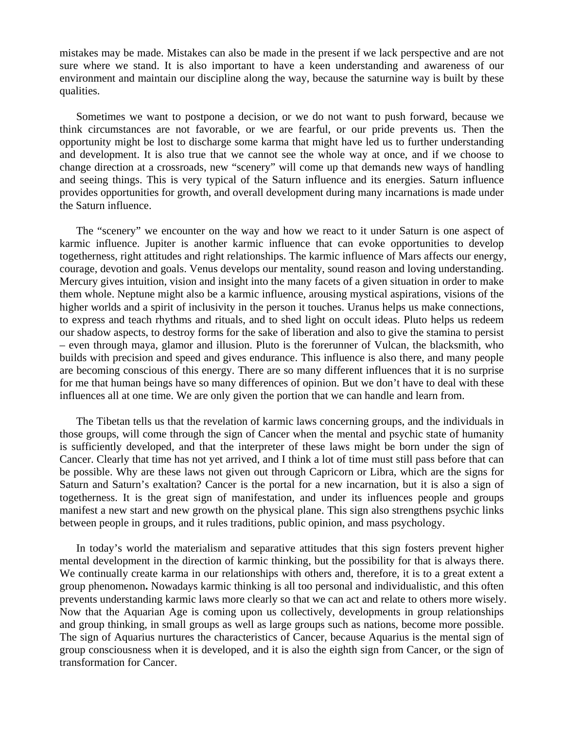mistakes may be made. Mistakes can also be made in the present if we lack perspective and are not sure where we stand. It is also important to have a keen understanding and awareness of our environment and maintain our discipline along the way, because the saturnine way is built by these qualities.

Sometimes we want to postpone a decision, or we do not want to push forward, because we think circumstances are not favorable, or we are fearful, or our pride prevents us. Then the opportunity might be lost to discharge some karma that might have led us to further understanding and development. It is also true that we cannot see the whole way at once, and if we choose to change direction at a crossroads, new "scenery" will come up that demands new ways of handling and seeing things. This is very typical of the Saturn influence and its energies. Saturn influence provides opportunities for growth, and overall development during many incarnations is made under the Saturn influence.

The "scenery" we encounter on the way and how we react to it under Saturn is one aspect of karmic influence. Jupiter is another karmic influence that can evoke opportunities to develop togetherness, right attitudes and right relationships. The karmic influence of Mars affects our energy, courage, devotion and goals. Venus develops our mentality, sound reason and loving understanding. Mercury gives intuition, vision and insight into the many facets of a given situation in order to make them whole. Neptune might also be a karmic influence, arousing mystical aspirations, visions of the higher worlds and a spirit of inclusivity in the person it touches. Uranus helps us make connections, to express and teach rhythms and rituals, and to shed light on occult ideas. Pluto helps us redeem our shadow aspects, to destroy forms for the sake of liberation and also to give the stamina to persist – even through maya, glamor and illusion. Pluto is the forerunner of Vulcan, the blacksmith, who builds with precision and speed and gives endurance. This influence is also there, and many people are becoming conscious of this energy. There are so many different influences that it is no surprise for me that human beings have so many differences of opinion. But we don't have to deal with these influences all at one time. We are only given the portion that we can handle and learn from.

The Tibetan tells us that the revelation of karmic laws concerning groups, and the individuals in those groups, will come through the sign of Cancer when the mental and psychic state of humanity is sufficiently developed, and that the interpreter of these laws might be born under the sign of Cancer. Clearly that time has not yet arrived, and I think a lot of time must still pass before that can be possible. Why are these laws not given out through Capricorn or Libra, which are the signs for Saturn and Saturn's exaltation? Cancer is the portal for a new incarnation, but it is also a sign of togetherness. It is the great sign of manifestation, and under its influences people and groups manifest a new start and new growth on the physical plane. This sign also strengthens psychic links between people in groups, and it rules traditions, public opinion, and mass psychology.

In today's world the materialism and separative attitudes that this sign fosters prevent higher mental development in the direction of karmic thinking, but the possibility for that is always there. We continually create karma in our relationships with others and, therefore, it is to a great extent a group phenomenon**.** Nowadays karmic thinking is all too personal and individualistic, and this often prevents understanding karmic laws more clearly so that we can act and relate to others more wisely. Now that the Aquarian Age is coming upon us collectively, developments in group relationships and group thinking, in small groups as well as large groups such as nations, become more possible. The sign of Aquarius nurtures the characteristics of Cancer, because Aquarius is the mental sign of group consciousness when it is developed, and it is also the eighth sign from Cancer, or the sign of transformation for Cancer.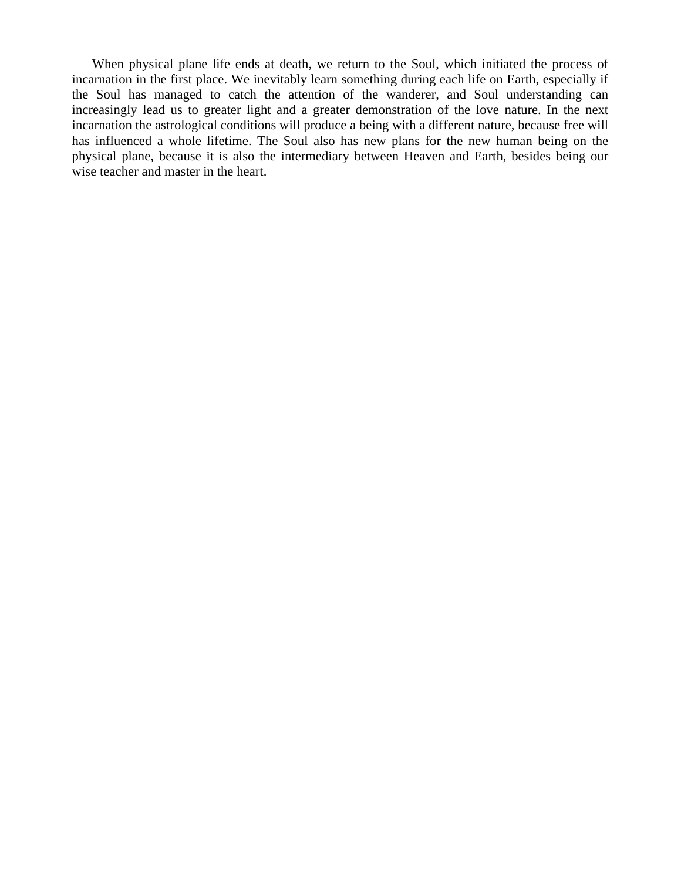When physical plane life ends at death, we return to the Soul, which initiated the process of incarnation in the first place. We inevitably learn something during each life on Earth, especially if the Soul has managed to catch the attention of the wanderer, and Soul understanding can increasingly lead us to greater light and a greater demonstration of the love nature. In the next incarnation the astrological conditions will produce a being with a different nature, because free will has influenced a whole lifetime. The Soul also has new plans for the new human being on the physical plane, because it is also the intermediary between Heaven and Earth, besides being our wise teacher and master in the heart.